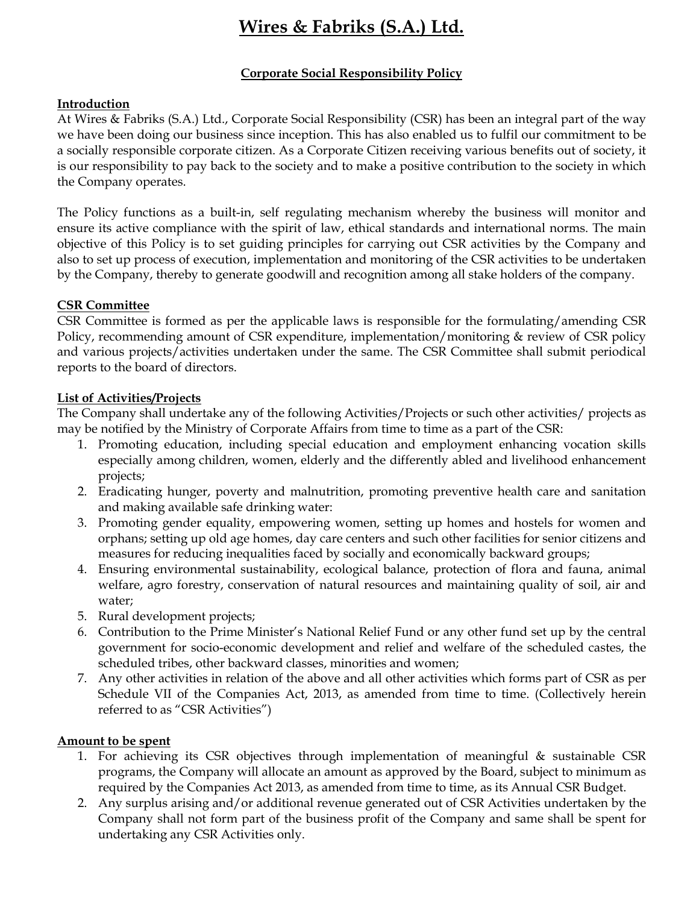# Wires & Fabriks (S.A.) Ltd.

## Corporate Social Responsibility Policy

### Introduction

At Wires & Fabriks (S.A.) Ltd., Corporate Social Responsibility (CSR) has been an integral part of the way we have been doing our business since inception. This has also enabled us to fulfil our commitment to be a socially responsible corporate citizen. As a Corporate Citizen receiving various benefits out of society, it is our responsibility to pay back to the society and to make a positive contribution to the society in which the Company operates.

The Policy functions as a built-in, self regulating mechanism whereby the business will monitor and ensure its active compliance with the spirit of law, ethical standards and international norms. The main objective of this Policy is to set guiding principles for carrying out CSR activities by the Company and also to set up process of execution, implementation and monitoring of the CSR activities to be undertaken by the Company, thereby to generate goodwill and recognition among all stake holders of the company.

### CSR Committee

CSR Committee is formed as per the applicable laws is responsible for the formulating/amending CSR Policy, recommending amount of CSR expenditure, implementation/monitoring & review of CSR policy and various projects/activities undertaken under the same. The CSR Committee shall submit periodical reports to the board of directors.

### List of Activities/Projects

The Company shall undertake any of the following Activities/Projects or such other activities/ projects as may be notified by the Ministry of Corporate Affairs from time to time as a part of the CSR:

1. Promoting education, including special education and employment enhancing vocation skills especially among children, women, elderly and the differently abled and livelihood enhancement projects;
2. Eradicating hunger, poverty and malnutrition, promoting preventive health care and sanitation and making available safe drinking water:
3. Promoting gender equality, empowering women, setting up homes and hostels for women and orphans; setting up old age homes, day care centers and such other facilities for senior citizens and measures for reducing inequalities faced by socially and economically backward groups;
4. Ensuring environmental sustainability, ecological balance, protection of flora and fauna, animal welfare, agro forestry, conservation of natural resources and maintaining quality of soil, air and water;
5. Rural development projects;
6. Contribution to the Prime Minister's National Relief Fund or any other fund set up by the central government for socio-economic development and relief and welfare of the scheduled castes, the scheduled tribes, other backward classes, minorities and women;
7. Any other activities in relation of the above and all other activities which forms part of CSR as per Schedule VII of the Companies Act, 2013, as amended from time to time. (Collectively herein referred to as "CSR Activities")

### Amount to be spent

1. For achieving its CSR objectives through implementation of meaningful & sustainable CSR programs, the Company will allocate an amount as approved by the Board, subject to minimum as required by the Companies Act 2013, as amended from time to time, as its Annual CSR Budget.
2. Any surplus arising and/or additional revenue generated out of CSR Activities undertaken by the Company shall not form part of the business profit of the Company and same shall be spent for undertaking any CSR Activities only.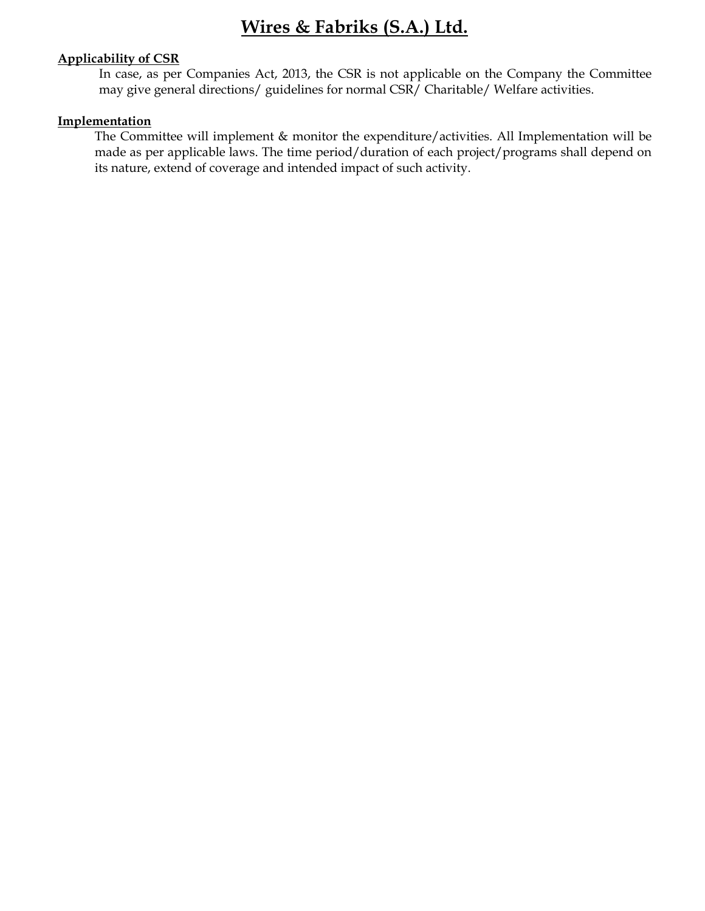# Wires & Fabriks (S.A.) Ltd.

**Applicability of CSR**

In case, as per Companies Act, 2013, the CSR is not applicable on the Company the Committee may give general directions/ guidelines for normal CSR/ Charitable/ Welfare activities.

**Implementation**

The Committee will implement & monitor the expenditure/activities. All Implementation will be made as per applicable laws. The time period/duration of each project/programs shall depend on its nature, extend of coverage and intended impact of such activity.